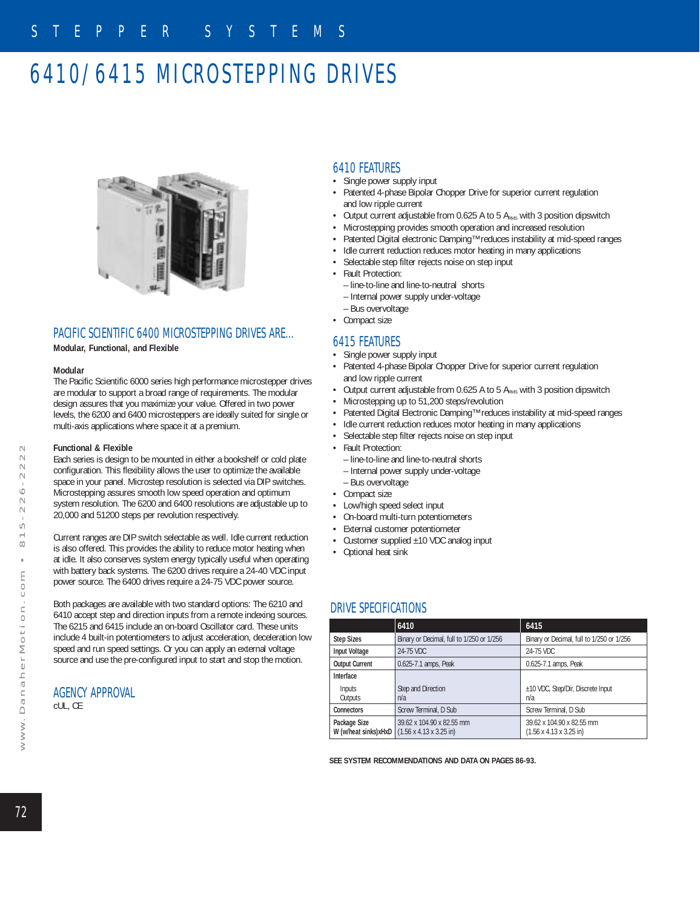# 6410/6415 MICROSTEPPING DRIVES

## PACIFIC SCIENTIFIC 6400 MICROSTEPPING DRIVES ARE...

**Modular, Functional, and Flexible**

**Modular**

The Pacific Scientific 6000 series high performance microstepper drives are modular to support a broad range of requirements. The modular design assures that you maximize your value. Offered in two power levels, the 6200 and 6400 microsteppers are ideally suited for single or multi-axis applications where space it at a premium.

**Functional & Flexible**

Each series is design to be mounted in either a bookshelf or cold plate configuration. This flexibility allows the user to optimize the available space in your panel. Microstep resolution is selected via DIP switches. Microstepping assures smooth low speed operation and optimum system resolution. The 6200 and 6400 resolutions are adjustable up to 20,000 and 51200 steps per revolution respectively.

Current ranges are DIP switch selectable as well. Idle current reduction is also offered. This provides the ability to reduce motor heating when at idle. It also conserves system energy typically useful when operating with battery back systems. The 6200 drives require a 24-40 VDC input power source. The 6400 drives require a 24-75 VDC power source.

Both packages are available with two standard options: The 6210 and 6410 accept step and direction inputs from a remote indexing sources. The 6215 and 6415 include an on-board Oscillator card. These units include 4 built-in potentiometers to adjust acceleration, deceleration low speed and run speed settings. Or you can apply an external voltage source and use the pre-configured input to start and stop the motion.

## AGENCY APPROVAL

cUL, CE

## 6410 FEATURES

- Single power supply input
- Patented 4-phase Bipolar Chopper Drive for superior current regulation and low ripple current
- Output current adjustable from 0.625 A to 5 $A_{RMS}$ with 3 position dipswitch
- Microstepping provides smooth operation and increased resolution
- Patented Digital electronic Damping™ reduces instability at mid-speed ranges
- Idle current reduction reduces motor heating in many applications
- Selectable step filter rejects noise on step input
- Fault Protection:
  - – line-to-line and line-to-neutral shorts
  - – Internal power supply under-voltage
  - – Bus overvoltage
- Compact size

## 6415 FEATURES

- Single power supply input
- Patented 4-phase Bipolar Chopper Drive for superior current regulation and low ripple current
- Output current adjustable from 0.625 A to 5 $A_{RMS}$ with 3 position dipswitch
- Microstepping up to 51,200 steps/revolution
- Patented Digital Electronic Damping™ reduces instability at mid-speed ranges
- Idle current reduction reduces motor heating in many applications
- Selectable step filter rejects noise on step input
- Fault Protection:
  - – line-to-line and line-to-neutral shorts
  - – Internal power supply under-voltage
  - – Bus overvoltage
- Compact size
- Low/high speed select input
- On-board multi-turn potentiometers
- External customer potentiometer
- Customer supplied ±10 VDC analog input
- Optional heat sink

## DRIVE SPECIFICATIONS

| | 6410 | 6415 |
|---|---|---|
| Step Sizes | Binary or Decimal, full to 1/250 or 1/256 | Binary or Decimal, full to 1/250 or 1/256 |
| Input Voltage | 24-75 VDC | 24-75 VDC |
| Output Current | 0.625-7.1 amps, Peak | 0.625-7.1 amps, Peak |
| Interface | | |
| Inputs | Step and Direction | ±10 VDC, Step/Dir, Discrete Input |
| Outputs | n/a | n/a |
| Connectors | Screw Terminal, D Sub | Screw Terminal, D Sub |
| Package Size W (w/heat sinks)xHxD | 39.62 x 104.90 x 82.55 mm (1.56 x 4.13 x 3.25 in) | 39.62 x 104.90 x 82.55 mm (1.56 x 4.13 x 3.25 in) |

**SEE SYSTEM RECOMMENDATIONS AND DATA ON PAGES 86-93.**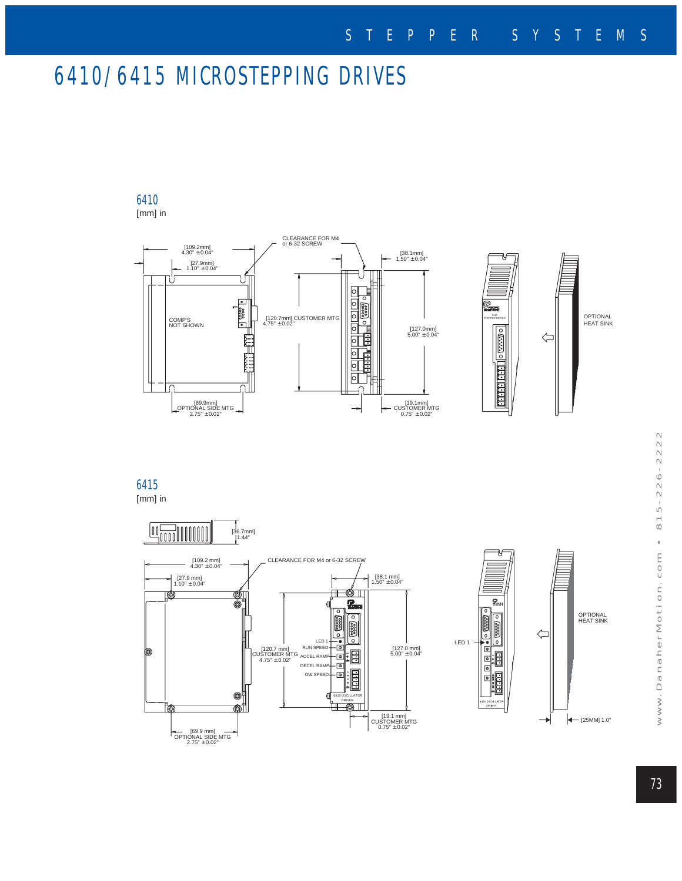# 6410/6415 MICROSTEPPING DRIVES

## 6410

[mm] in

[109.2mm]
4.30" ±0.04"

[27.9mm]
1.10" ±0.04"

CLEARANCE FOR M4
or 6-32 SCREW

[38.1mm]
1.50" ±0.04"

COMP'S
NOT SHOWN

[120.7mm] CUSTOMER MTG
4.75" ±0.02"

[127.0mm]
5.00" ±0.04"

OPTIONAL
HEAT SINK

[69.9mm]
OPTIONAL SIDE MTG
2.75" ±0.02"

[19.1mm]
CUSTOMER MTG
0.75" ±0.02"

## 6415

[mm] in

[36.7mm]
1.44"

[109.2 mm]
4.30" ±0.04"

[27.9 mm]
1.10" ±0.04"

CLEARANCE FOR M4 or 6-32 SCREW

[38.1 mm]
1.50" ±0.04"

LED 1

RUN SPEED

ACCEL RAMP

DECEL RAMP

OW SPEED

[120.7 mm]
CUSTOMER MTG
4.75" ±0.02"

[127.0 mm]
5.00" ±0.04"

6415 OSCILLATOR
DRIVER

LED 1

OPTIONAL
HEAT SINK

[69.9 mm]
OPTIONAL SIDE MTG
2.75" ±0.02"

[19.1 mm]
CUSTOMER MTG
0.75" ±0.02"

[25MM] 1.0"